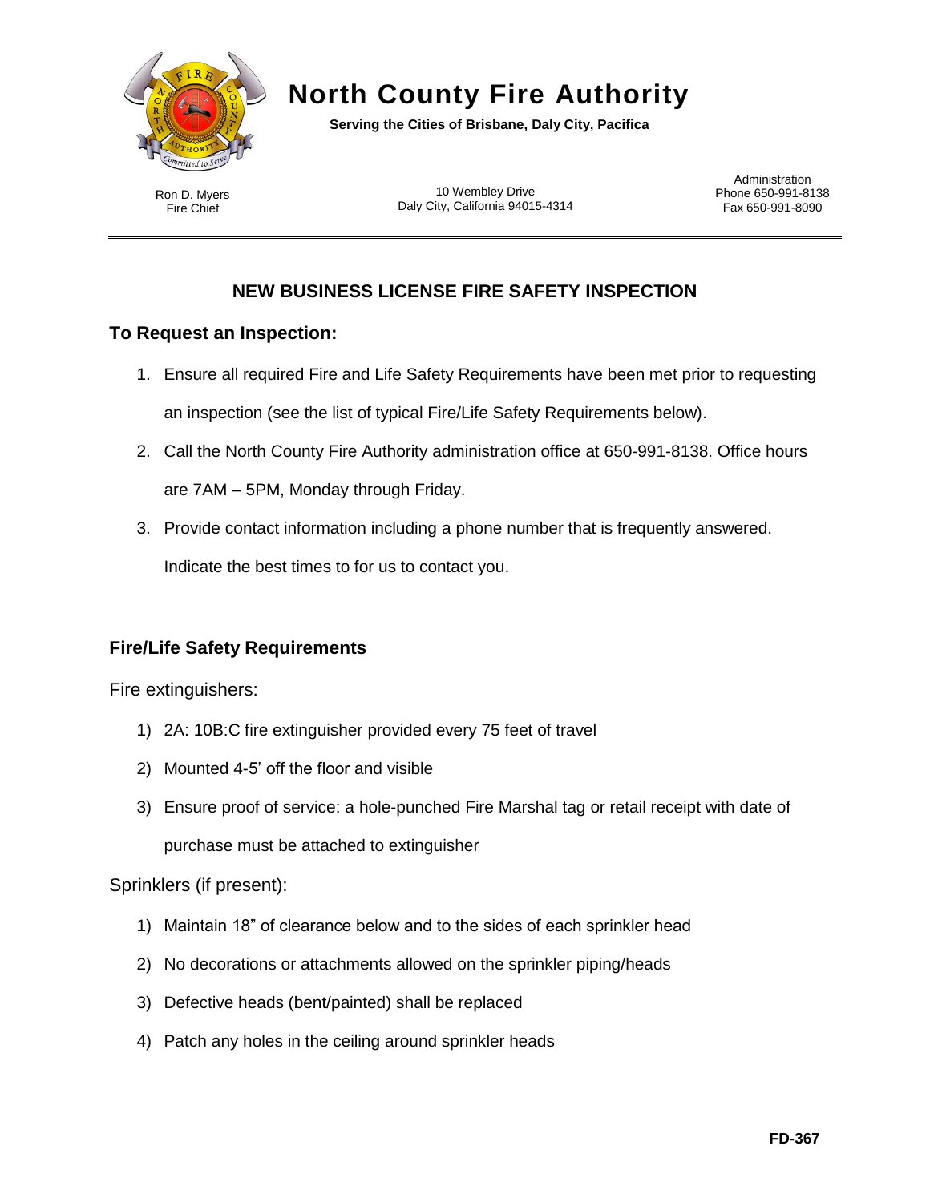# North County Fire Authority

**Serving the Cities of Brisbane, Daly City, Pacifica**

Ron D. Myers
Fire Chief

10 Wembley Drive
Daly City, California 94015-4314

Administration
Phone 650-991-8138
Fax 650-991-8090

---

## NEW BUSINESS LICENSE FIRE SAFETY INSPECTION

### To Request an Inspection:

1. Ensure all required Fire and Life Safety Requirements have been met prior to requesting an inspection (see the list of typical Fire/Life Safety Requirements below).
2. Call the North County Fire Authority administration office at 650-991-8138. Office hours are 7AM – 5PM, Monday through Friday.
3. Provide contact information including a phone number that is frequently answered. Indicate the best times to for us to contact you.

### Fire/Life Safety Requirements

Fire extinguishers:

1) 2A: 10B:C fire extinguisher provided every 75 feet of travel
2) Mounted 4-5' off the floor and visible
3) Ensure proof of service: a hole-punched Fire Marshal tag or retail receipt with date of purchase must be attached to extinguisher

Sprinklers (if present):

1) Maintain 18" of clearance below and to the sides of each sprinkler head
2) No decorations or attachments allowed on the sprinkler piping/heads
3) Defective heads (bent/painted) shall be replaced
4) Patch any holes in the ceiling around sprinkler heads

FD-367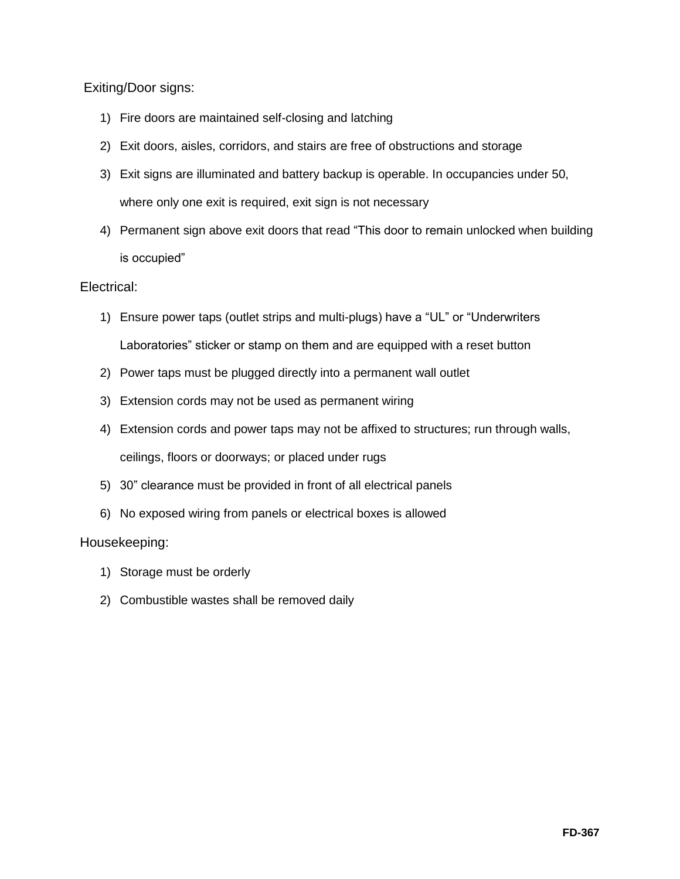Exiting/Door signs:

1) Fire doors are maintained self-closing and latching
2) Exit doors, aisles, corridors, and stairs are free of obstructions and storage
3) Exit signs are illuminated and battery backup is operable. In occupancies under 50, where only one exit is required, exit sign is not necessary
4) Permanent sign above exit doors that read "This door to remain unlocked when building is occupied"

Electrical:

1) Ensure power taps (outlet strips and multi-plugs) have a "UL" or "Underwriters Laboratories" sticker or stamp on them and are equipped with a reset button
2) Power taps must be plugged directly into a permanent wall outlet
3) Extension cords may not be used as permanent wiring
4) Extension cords and power taps may not be affixed to structures; run through walls, ceilings, floors or doorways; or placed under rugs
5) 30" clearance must be provided in front of all electrical panels
6) No exposed wiring from panels or electrical boxes is allowed

Housekeeping:

1) Storage must be orderly
2) Combustible wastes shall be removed daily

**FD-367**